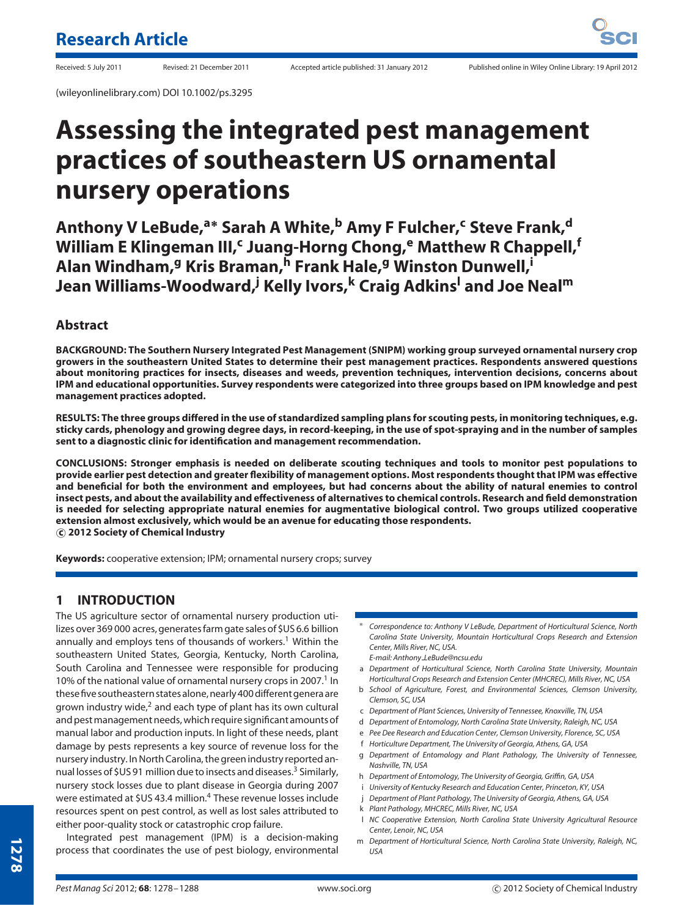# Assessing the integrated pest management practices of southeastern US ornamental nursery operations

**Anthony V LeBude,[a*] Sarah A White,[b] Amy F Fulcher,[c] Steve Frank,[d] William E Klingeman III,[c] Juang-Horng Chong,[e] Matthew R Chappell,[f] Alan Windham,[g] Kris Braman,[h] Frank Hale,[g] Winston Dunwell,[i] Jean Williams-Woodward,[j] Kelly Ivors,[k] Craig Adkins[l] and Joe Neal[m]**

Received: 5 July 2011 Revised: 21 December 2011 Accepted article published: 31 January 2012 Published online in Wiley Online Library: 19 April 2012

(wileyonlinelibrary.com) DOI 10.1002/ps.3295

## Abstract

**BACKGROUND: The Southern Nursery Integrated Pest Management (SNIPM) working group surveyed ornamental nursery crop growers in the southeastern United States to determine their pest management practices. Respondents answered questions about monitoring practices for insects, diseases and weeds, prevention techniques, intervention decisions, concerns about IPM and educational opportunities. Survey respondents were categorized into three groups based on IPM knowledge and pest management practices adopted.**

**RESULTS: The three groups differed in the use of standardized sampling plans for scouting pests, in monitoring techniques, e.g. sticky cards, phenology and growing degree days, in record-keeping, in the use of spot-spraying and in the number of samples sent to a diagnostic clinic for identification and management recommendation.**

**CONCLUSIONS: Stronger emphasis is needed on deliberate scouting techniques and tools to monitor pest populations to provide earlier pest detection and greater flexibility of management options. Most respondents thought that IPM was effective and beneficial for both the environment and employees, but had concerns about the ability of natural enemies to control insect pests, and about the availability and effectiveness of alternatives to chemical controls. Research and field demonstration is needed for selecting appropriate natural enemies for augmentative biological control. Two groups utilized cooperative extension almost exclusively, which would be an avenue for educating those respondents.**
**© 2012 Society of Chemical Industry**

**Keywords:** cooperative extension; IPM; ornamental nursery crops; survey

## 1 INTRODUCTION

The US agriculture sector of ornamental nursery production utilizes over 369 000 acres, generates farm gate sales of $US 6.6 billion annually and employs tens of thousands of workers.[1] Within the southeastern United States, Georgia, Kentucky, North Carolina, South Carolina and Tennessee were responsible for producing 10% of the national value of ornamental nursery crops in 2007.[1] In these five southeastern states alone, nearly 400 different genera are grown industry wide,[2] and each type of plant has its own cultural and pest management needs, which require significant amounts of manual labor and production inputs. In light of these needs, plant damage by pests represents a key source of revenue loss for the nursery industry. In North Carolina, the green industry reported annual losses of $US 91 million due to insects and diseases.[3] Similarly, nursery stock losses due to plant disease in Georgia during 2007 were estimated at $US 43.4 million.[4] These revenue losses include resources spent on pest control, as well as lost sales attributed to either poor-quality stock or catastrophic crop failure.

Integrated pest management (IPM) is a decision-making process that coordinates the use of pest biology, environmental

---

\* Correspondence to: Anthony V LeBude, Department of Horticultural Science, North Carolina State University, Mountain Horticultural Crops Research and Extension Center, Mills River, NC, USA. E-mail: Anthony_LeBude@ncsu.edu

a Department of Horticultural Science, North Carolina State University, Mountain Horticultural Crops Research and Extension Center (MHCREC), Mills River, NC, USA

b School of Agriculture, Forest, and Environmental Sciences, Clemson University, Clemson, SC, USA

c Department of Plant Sciences, University of Tennessee, Knoxville, TN, USA

d Department of Entomology, North Carolina State University, Raleigh, NC, USA

e Pee Dee Research and Education Center, Clemson University, Florence, SC, USA

f Horticulture Department, The University of Georgia, Athens, GA, USA

g Department of Entomology and Plant Pathology, The University of Tennessee, Nashville, TN, USA

h Department of Entomology, The University of Georgia, Griffin, GA, USA

i University of Kentucky Research and Education Center, Princeton, KY, USA

j Department of Plant Pathology, The University of Georgia, Athens, GA, USA

k Plant Pathology, MHCREC, Mills River, NC, USA

l NC Cooperative Extension, North Carolina State University Agricultural Resource Center, Lenoir, NC, USA

m Department of Horticultural Science, North Carolina State University, Raleigh, NC, USA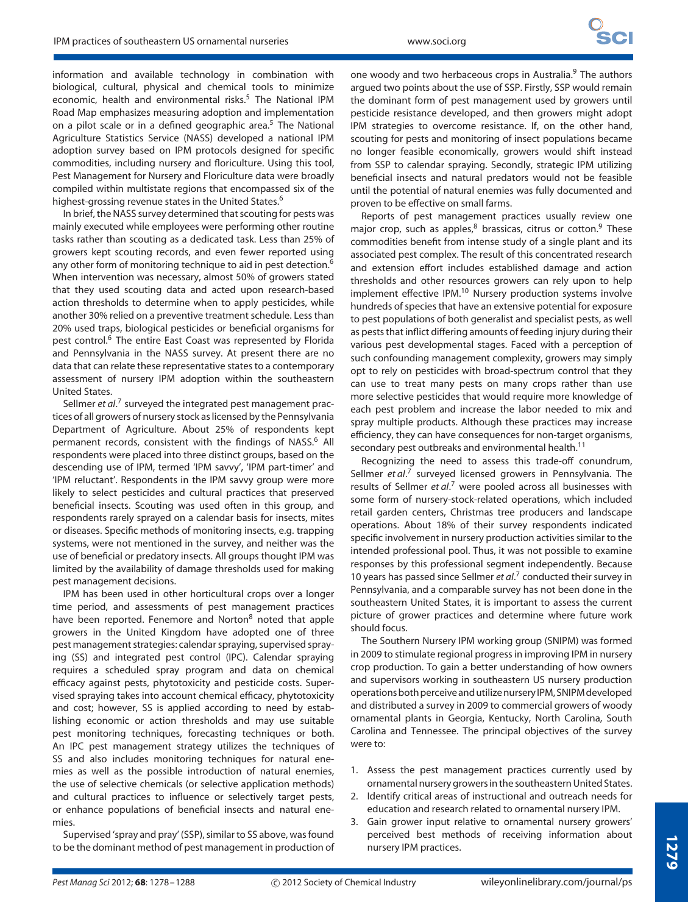information and available technology in combination with biological, cultural, physical and chemical tools to minimize economic, health and environmental risks.[5] The National IPM Road Map emphasizes measuring adoption and implementation on a pilot scale or in a defined geographic area.[5] The National Agriculture Statistics Service (NASS) developed a national IPM adoption survey based on IPM protocols designed for specific commodities, including nursery and floriculture. Using this tool, Pest Management for Nursery and Floriculture data were broadly compiled within multistate regions that encompassed six of the highest-grossing revenue states in the United States.[6]

In brief, the NASS survey determined that scouting for pests was mainly executed while employees were performing other routine tasks rather than scouting as a dedicated task. Less than 25% of growers kept scouting records, and even fewer reported using any other form of monitoring technique to aid in pest detection.[6] When intervention was necessary, almost 50% of growers stated that they used scouting data and acted upon research-based action thresholds to determine when to apply pesticides, while another 30% relied on a preventive treatment schedule. Less than 20% used traps, biological pesticides or beneficial organisms for pest control.[6] The entire East Coast was represented by Florida and Pennsylvania in the NASS survey. At present there are no data that can relate these representative states to a contemporary assessment of nursery IPM adoption within the southeastern United States.

Sellmer *et al*.[7] surveyed the integrated pest management practices of all growers of nursery stock as licensed by the Pennsylvania Department of Agriculture. About 25% of respondents kept permanent records, consistent with the findings of NASS.[6] All respondents were placed into three distinct groups, based on the descending use of IPM, termed 'IPM savvy', 'IPM part-timer' and 'IPM reluctant'. Respondents in the IPM savvy group were more likely to select pesticides and cultural practices that preserved beneficial insects. Scouting was used often in this group, and respondents rarely sprayed on a calendar basis for insects, mites or diseases. Specific methods of monitoring insects, e.g. trapping systems, were not mentioned in the survey, and neither was the use of beneficial or predatory insects. All groups thought IPM was limited by the availability of damage thresholds used for making pest management decisions.

IPM has been used in other horticultural crops over a longer time period, and assessments of pest management practices have been reported. Fenemore and Norton[8] noted that apple growers in the United Kingdom have adopted one of three pest management strategies: calendar spraying, supervised spraying (SS) and integrated pest control (IPC). Calendar spraying requires a scheduled spray program and data on chemical efficacy against pests, phytotoxicity and pesticide costs. Supervised spraying takes into account chemical efficacy, phytotoxicity and cost; however, SS is applied according to need by establishing economic or action thresholds and may use suitable pest monitoring techniques, forecasting techniques or both. An IPC pest management strategy utilizes the techniques of SS and also includes monitoring techniques for natural enemies as well as the possible introduction of natural enemies, the use of selective chemicals (or selective application methods) and cultural practices to influence or selectively target pests, or enhance populations of beneficial insects and natural enemies.

Supervised 'spray and pray' (SSP), similar to SS above, was found to be the dominant method of pest management in production of one woody and two herbaceous crops in Australia.[9] The authors argued two points about the use of SSP. Firstly, SSP would remain the dominant form of pest management used by growers until pesticide resistance developed, and then growers might adopt IPM strategies to overcome resistance. If, on the other hand, scouting for pests and monitoring of insect populations became no longer feasible economically, growers would shift instead from SSP to calendar spraying. Secondly, strategic IPM utilizing beneficial insects and natural predators would not be feasible until the potential of natural enemies was fully documented and proven to be effective on small farms.

Reports of pest management practices usually review one major crop, such as apples,[8] brassicas, citrus or cotton.[9] These commodities benefit from intense study of a single plant and its associated pest complex. The result of this concentrated research and extension effort includes established damage and action thresholds and other resources growers can rely upon to help implement effective IPM.[10] Nursery production systems involve hundreds of species that have an extensive potential for exposure to pest populations of both generalist and specialist pests, as well as pests that inflict differing amounts of feeding injury during their various pest developmental stages. Faced with a perception of such confounding management complexity, growers may simply opt to rely on pesticides with broad-spectrum control that they can use to treat many pests on many crops rather than use more selective pesticides that would require more knowledge of each pest problem and increase the labor needed to mix and spray multiple products. Although these practices may increase efficiency, they can have consequences for non-target organisms, secondary pest outbreaks and environmental health.[11]

Recognizing the need to assess this trade-off conundrum, Sellmer *et al*.[7] surveyed licensed growers in Pennsylvania. The results of Sellmer *et al*.[7] were pooled across all businesses with some form of nursery-stock-related operations, which included retail garden centers, Christmas tree producers and landscape operations. About 18% of their survey respondents indicated specific involvement in nursery production activities similar to the intended professional pool. Thus, it was not possible to examine responses by this professional segment independently. Because 10 years has passed since Sellmer *et al*.[7] conducted their survey in Pennsylvania, and a comparable survey has not been done in the southeastern United States, it is important to assess the current picture of grower practices and determine where future work should focus.

The Southern Nursery IPM working group (SNIPM) was formed in 2009 to stimulate regional progress in improving IPM in nursery crop production. To gain a better understanding of how owners and supervisors working in southeastern US nursery production operations both perceive and utilize nursery IPM, SNIPM developed and distributed a survey in 2009 to commercial growers of woody ornamental plants in Georgia, Kentucky, North Carolina, South Carolina and Tennessee. The principal objectives of the survey were to:

1. Assess the pest management practices currently used by ornamental nursery growers in the southeastern United States.
2. Identify critical areas of instructional and outreach needs for education and research related to ornamental nursery IPM.
3. Gain grower input relative to ornamental nursery growers' perceived best methods of receiving information about nursery IPM practices.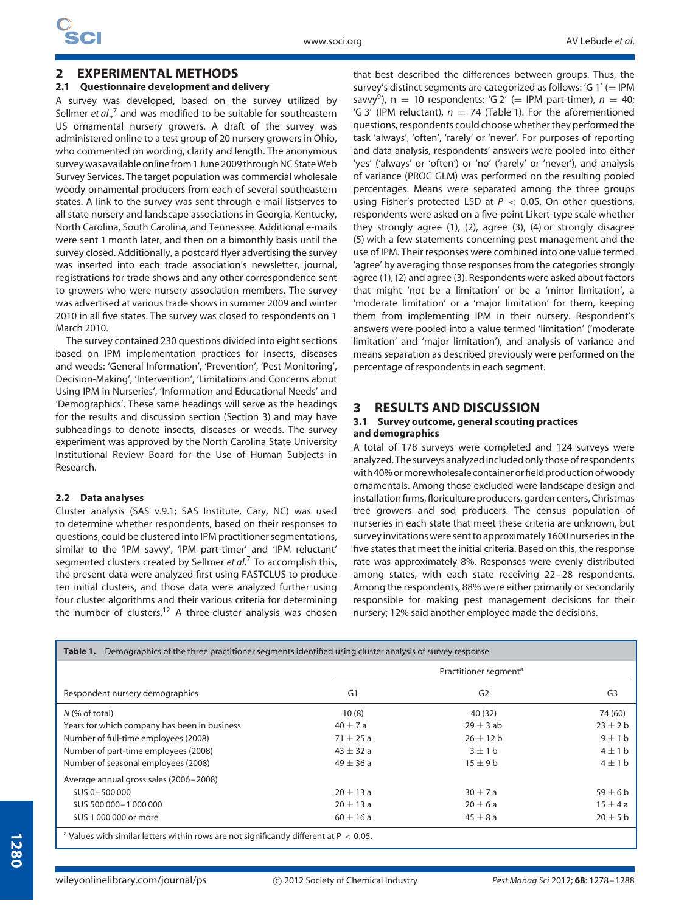## 2 EXPERIMENTAL METHODS

### 2.1 Questionnaire development and delivery

A survey was developed, based on the survey utilized by Sellmer *et al*.,[7] and was modified to be suitable for southeastern US ornamental nursery growers. A draft of the survey was administered online to a test group of 20 nursery growers in Ohio, who commented on wording, clarity and length. The anonymous survey was available online from 1 June 2009 through NC State Web Survey Services. The target population was commercial wholesale woody ornamental producers from each of several southeastern states. A link to the survey was sent through e-mail listserves to all state nursery and landscape associations in Georgia, Kentucky, North Carolina, South Carolina, and Tennessee. Additional e-mails were sent 1 month later, and then on a bimonthly basis until the survey closed. Additionally, a postcard flyer advertising the survey was inserted into each trade association's newsletter, journal, registrations for trade shows and any other correspondence sent to growers who were nursery association members. The survey was advertised at various trade shows in summer 2009 and winter 2010 in all five states. The survey was closed to respondents on 1 March 2010.

The survey contained 230 questions divided into eight sections based on IPM implementation practices for insects, diseases and weeds: 'General Information', 'Prevention', 'Pest Monitoring', Decision-Making', 'Intervention', 'Limitations and Concerns about Using IPM in Nurseries', 'Information and Educational Needs' and 'Demographics'. These same headings will serve as the headings for the results and discussion section (Section 3) and may have subheadings to denote insects, diseases or weeds. The survey experiment was approved by the North Carolina State University Institutional Review Board for the Use of Human Subjects in Research.

### 2.2 Data analyses

Cluster analysis (SAS v.9.1; SAS Institute, Cary, NC) was used to determine whether respondents, based on their responses to questions, could be clustered into IPM practitioner segmentations, similar to the 'IPM savvy', 'IPM part-timer' and 'IPM reluctant' segmented clusters created by Sellmer *et al*.[7] To accomplish this, the present data were analyzed first using FASTCLUS to produce ten initial clusters, and those data were analyzed further using four cluster algorithms and their various criteria for determining the number of clusters.[12] A three-cluster analysis was chosen that best described the differences between groups. Thus, the survey's distinct segments are categorized as follows: 'G 1′ (= IPM savvy[9]), n = 10 respondents; 'G 2′ (= IPM part-timer), $n = 40$; 'G 3′ (IPM reluctant), $n = 74$ (Table 1). For the aforementioned questions, respondents could choose whether they performed the task 'always', 'often', 'rarely' or 'never'. For purposes of reporting and data analysis, respondents' answers were pooled into either 'yes' ('always' or 'often') or 'no' ('rarely' or 'never'), and analysis of variance (PROC GLM) was performed on the resulting pooled percentages. Means were separated among the three groups using Fisher's protected LSD at $P < 0.05$. On other questions, respondents were asked on a five-point Likert-type scale whether they strongly agree (1), (2), agree (3), (4) or strongly disagree (5) with a few statements concerning pest management and the use of IPM. Their responses were combined into one value termed 'agree' by averaging those responses from the categories strongly agree (1), (2) and agree (3). Respondents were asked about factors that might 'not be a limitation' or be a 'minor limitation', a 'moderate limitation' or a 'major limitation' for them, keeping them from implementing IPM in their nursery. Respondent's answers were pooled into a value termed 'limitation' ('moderate limitation' and 'major limitation'), and analysis of variance and means separation as described previously were performed on the percentage of respondents in each segment.

## 3 RESULTS AND DISCUSSION

### 3.1 Survey outcome, general scouting practices and demographics

A total of 178 surveys were completed and 124 surveys were analyzed. The surveys analyzed included only those of respondents with 40% or more wholesale container or field production of woody ornamentals. Among those excluded were landscape design and installation firms, floriculture producers, garden centers, Christmas tree growers and sod producers. The census population of nurseries in each state that meet these criteria are unknown, but survey invitations were sent to approximately 1600 nurseries in the five states that meet the initial criteria. Based on this, the response rate was approximately 8%. Responses were evenly distributed among states, with each state receiving 22–28 respondents. Among the respondents, 88% were either primarily or secondarily responsible for making pest management decisions for their nursery; 12% said another employee made the decisions.

**Table 1.** Demographics of the three practitioner segments identified using cluster analysis of survey response

| | Practitioner segment[a] | | |
|---|---|---|---|
| Respondent nursery demographics | G1 | G2 | G3 |
| *N* (% of total) | 10 (8) | 40 (32) | 74 (60) |
| Years for which company has been in business | 40 ± 7 a | 29 ± 3 ab | 23 ± 2 b |
| Number of full-time employees (2008) | 71 ± 25 a | 26 ± 12 b | 9 ± 1 b |
| Number of part-time employees (2008) | 43 ± 32 a | 3 ± 1 b | 4 ± 1 b |
| Number of seasonal employees (2008) | 49 ± 36 a | 15 ± 9 b | 4 ± 1 b |
| Average annual gross sales (2006–2008) | | | |
| $US 0–500 000 | 20 ± 13 a | 30 ± 7 a | 59 ± 6 b |
| $US 500 000–1 000 000 | 20 ± 13 a | 20 ± 6 a | 15 ± 4 a |
| $US 1 000 000 or more | 60 ± 16 a | 45 ± 8 a | 20 ± 5 b |

[a] Values with similar letters within rows are not significantly different at $P < 0.05$.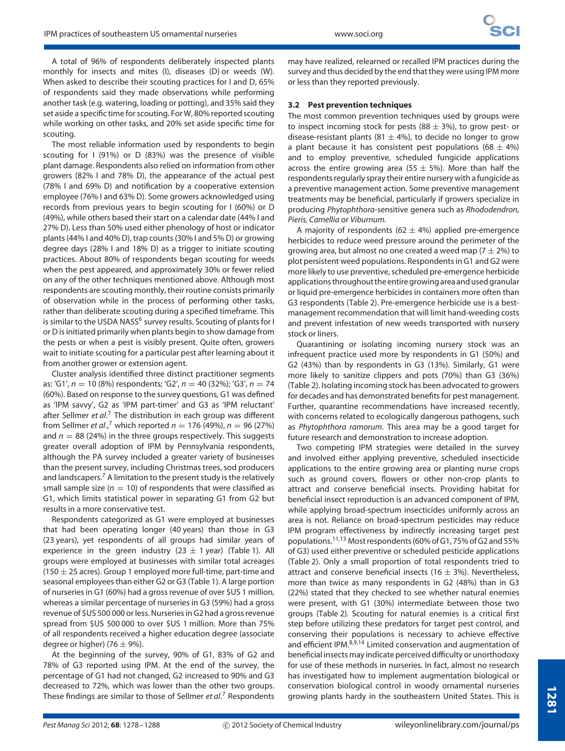A total of 96% of respondents deliberately inspected plants monthly for insects and mites (I), diseases (D) or weeds (W). When asked to describe their scouting practices for I and D, 65% of respondents said they made observations while performing another task (e.g. watering, loading or potting), and 35% said they set aside a specific time for scouting. For W, 80% reported scouting while working on other tasks, and 20% set aside specific time for scouting.

The most reliable information used by respondents to begin scouting for I (91%) or D (83%) was the presence of visible plant damage. Respondents also relied on information from other growers (82% I and 78% D), the appearance of the actual pest (78% I and 69% D) and notification by a cooperative extension employee (76% I and 63% D). Some growers acknowledged using records from previous years to begin scouting for I (60%) or D (49%), while others based their start on a calendar date (44% I and 27% D). Less than 50% used either phenology of host or indicator plants (44% I and 40% D), trap counts (30% I and 5% D) or growing degree days (28% I and 18% D) as a trigger to initiate scouting practices. About 80% of respondents began scouting for weeds when the pest appeared, and approximately 30% or fewer relied on any of the other techniques mentioned above. Although most respondents are scouting monthly, their routine consists primarily of observation while in the process of performing other tasks, rather than deliberate scouting during a specified timeframe. This is similar to the USDA NASS[6] survey results. Scouting of plants for I or D is initiated primarily when plants begin to show damage from the pests or when a pest is visibly present. Quite often, growers wait to initiate scouting for a particular pest after learning about it from another grower or extension agent.

Cluster analysis identified three distinct practitioner segments as: 'G1', $n = 10$ (8%) respondents; 'G2', $n = 40$ (32%); 'G3', $n = 74$ (60%). Based on response to the survey questions, G1 was defined as 'IPM savvy', G2 as 'IPM part-timer' and G3 as 'IPM reluctant' after Sellmer *et al*.[7] The distribution in each group was different from Sellmer *et al*.,[7] which reported $n = 176$ (49%), $n = 96$ (27%) and $n = 88$ (24%) in the three groups respectively. This suggests greater overall adoption of IPM by Pennsylvania respondents, although the PA survey included a greater variety of businesses than the present survey, including Christmas trees, sod producers and landscapers.[7] A limitation to the present study is the relatively small sample size ($n = 10$) of respondents that were classified as G1, which limits statistical power in separating G1 from G2 but results in a more conservative test.

Respondents categorized as G1 were employed at businesses that had been operating longer (40 years) than those in G3 (23 years), yet respondents of all groups had similar years of experience in the green industry ($23 \pm 1$ year) (Table 1). All groups were employed at businesses with similar total acreages ($150 \pm 25$ acres). Group 1 employed more full-time, part-time and seasonal employees than either G2 or G3 (Table 1). A large portion of nurseries in G1 (60%) had a gross revenue of over \$US 1 million, whereas a similar percentage of nurseries in G3 (59%) had a gross revenue of \$US 500 000 or less. Nurseries in G2 had a gross revenue spread from \$US 500 000 to over \$US 1 million. More than 75% of all respondents received a higher education degree (associate degree or higher) ($76 \pm 9$%).

At the beginning of the survey, 90% of G1, 83% of G2 and 78% of G3 reported using IPM. At the end of the survey, the percentage of G1 had not changed, G2 increased to 90% and G3 decreased to 72%, which was lower than the other two groups. These findings are similar to those of Sellmer *et al*.[7] Respondents may have realized, relearned or recalled IPM practices during the survey and thus decided by the end that they were using IPM more or less than they reported previously.

### 3.2 Pest prevention techniques

The most common prevention techniques used by groups were to inspect incoming stock for pests ($88 \pm 3$%), to grow pest- or disease-resistant plants ($81 \pm 4$%), to decide no longer to grow a plant because it has consistent pest populations ($68 \pm 4$%) and to employ preventive, scheduled fungicide applications across the entire growing area ($55 \pm 5$%). More than half the respondents regularly spray their entire nursery with a fungicide as a preventive management action. Some preventive management treatments may be beneficial, particularly if growers specialize in producing *Phytophthora*-sensitive genera such as *Rhododendron, Pieris, Camellia* or *Viburnum.*

A majority of respondents ($62 \pm 4$%) applied pre-emergence herbicides to reduce weed pressure around the perimeter of the growing area, but almost no one created a weed map ($7 \pm 2$%) to plot persistent weed populations. Respondents in G1 and G2 were more likely to use preventive, scheduled pre-emergence herbicide applications throughout the entire growing area and used granular or liquid pre-emergence herbicides in containers more often than G3 respondents (Table 2). Pre-emergence herbicide use is a best-management recommendation that will limit hand-weeding costs and prevent infestation of new weeds transported with nursery stock or liners.

Quarantining or isolating incoming nursery stock was an infrequent practice used more by respondents in G1 (50%) and G2 (43%) than by respondents in G3 (13%). Similarly, G1 were more likely to sanitize clippers and pots (70%) than G3 (36%) (Table 2). Isolating incoming stock has been advocated to growers for decades and has demonstrated benefits for pest management. Further, quarantine recommendations have increased recently, with concerns related to ecologically dangerous pathogens, such as *Phytophthora ramorum*. This area may be a good target for future research and demonstration to increase adoption.

Two competing IPM strategies were detailed in the survey and involved either applying preventive, scheduled insecticide applications to the entire growing area or planting nurse crops such as ground covers, flowers or other non-crop plants to attract and conserve beneficial insects. Providing habitat for beneficial insect reproduction is an advanced component of IPM, while applying broad-spectrum insecticides uniformly across an area is not. Reliance on broad-spectrum pesticides may reduce IPM program effectiveness by indirectly increasing target pest populations.[11,13] Most respondents (60% of G1, 75% of G2 and 55% of G3) used either preventive or scheduled pesticide applications (Table 2). Only a small proportion of total respondents tried to attract and conserve beneficial insects ($16 \pm 3$%). Nevertheless, more than twice as many respondents in G2 (48%) than in G3 (22%) stated that they checked to see whether natural enemies were present, with G1 (30%) intermediate between those two groups (Table 2). Scouting for natural enemies is a critical first step before utilizing these predators for target pest control, and conserving their populations is necessary to achieve effective and efficient IPM.[8,9,14] Limited conservation and augmentation of beneficial insects may indicate perceived difficulty or unorthodoxy for use of these methods in nurseries. In fact, almost no research has investigated how to implement augmentation biological or conservation biological control in woody ornamental nurseries growing plants hardy in the southeastern United States. This is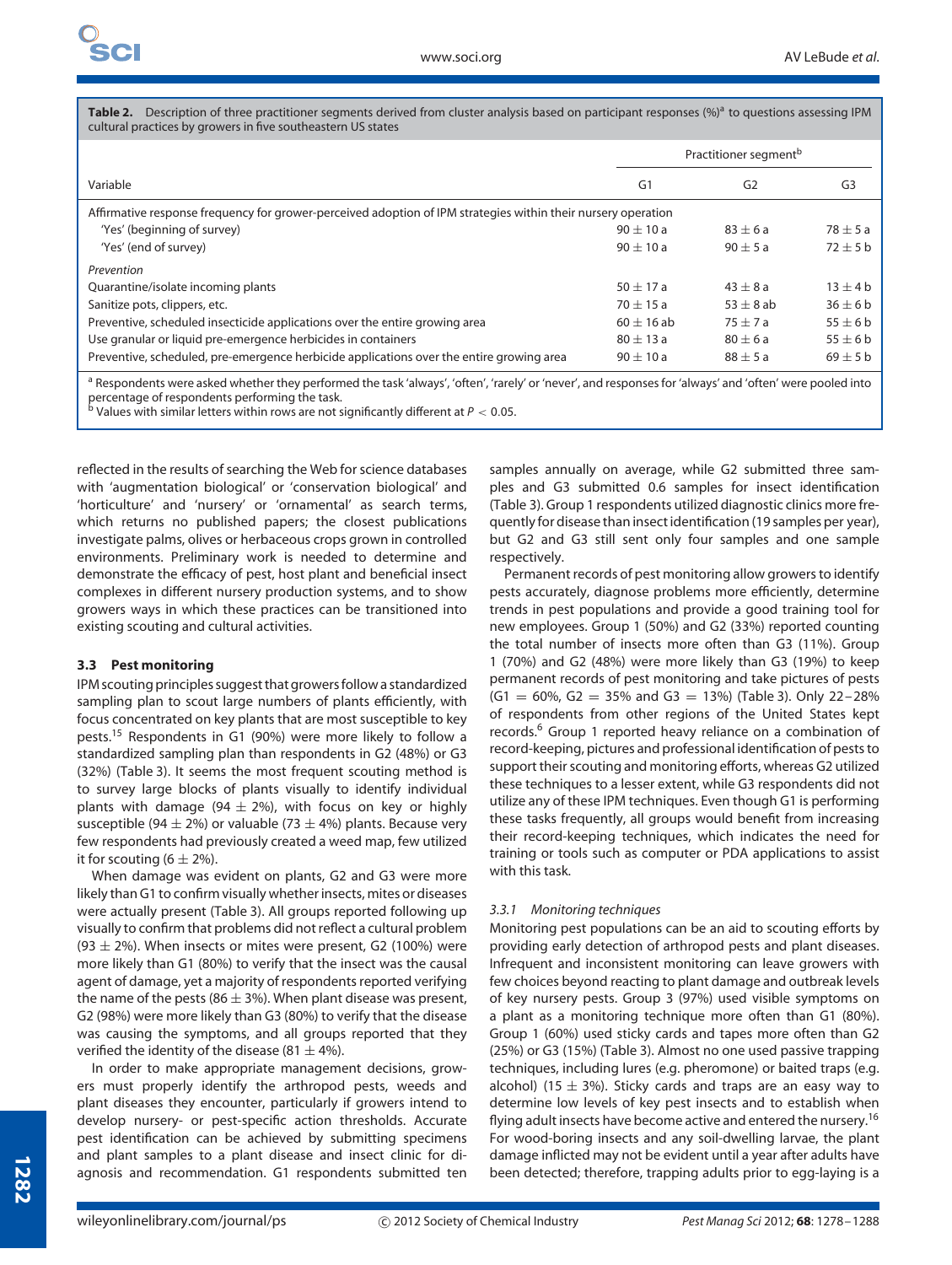**Table 2.** Description of three practitioner segments derived from cluster analysis based on participant responses (%)[a] to questions assessing IPM cultural practices by growers in five southeastern US states

| Variable | Practitioner segment[b] | | |
|---|---|---|---|
| | G1 | G2 | G3 |
| *Affirmative response frequency for grower-perceived adoption of IPM strategies within their nursery operation* | | | |
| 'Yes' (beginning of survey) | 90 ± 10 a | 83 ± 6 a | 78 ± 5 a |
| 'Yes' (end of survey) | 90 ± 10 a | 90 ± 5 a | 72 ± 5 b |
| *Prevention* | | | |
| Quarantine/isolate incoming plants | 50 ± 17 a | 43 ± 8 a | 13 ± 4 b |
| Sanitize pots, clippers, etc. | 70 ± 15 a | 53 ± 8 ab | 36 ± 6 b |
| Preventive, scheduled insecticide applications over the entire growing area | 60 ± 16 ab | 75 ± 7 a | 55 ± 6 b |
| Use granular or liquid pre-emergence herbicides in containers | 80 ± 13 a | 80 ± 6 a | 55 ± 6 b |
| Preventive, scheduled, pre-emergence herbicide applications over the entire growing area | 90 ± 10 a | 88 ± 5 a | 69 ± 5 b |

[a] Respondents were asked whether they performed the task 'always', 'often', 'rarely' or 'never', and responses for 'always' and 'often' were pooled into percentage of respondents performing the task.
[b] Values with similar letters within rows are not significantly different at $P < 0.05$.

reflected in the results of searching the Web for science databases with 'augmentation biological' or 'conservation biological' and 'horticulture' and 'nursery' or 'ornamental' as search terms, which returns no published papers; the closest publications investigate palms, olives or herbaceous crops grown in controlled environments. Preliminary work is needed to determine and demonstrate the efficacy of pest, host plant and beneficial insect complexes in different nursery production systems, and to show growers ways in which these practices can be transitioned into existing scouting and cultural activities.

### 3.3 Pest monitoring

IPM scouting principles suggest that growers follow a standardized sampling plan to scout large numbers of plants efficiently, with focus concentrated on key plants that are most susceptible to key pests.[15] Respondents in G1 (90%) were more likely to follow a standardized sampling plan than respondents in G2 (48%) or G3 (32%) (Table 3). It seems the most frequent scouting method is to survey large blocks of plants visually to identify individual plants with damage (94 ± 2%), with focus on key or highly susceptible (94 ± 2%) or valuable (73 ± 4%) plants. Because very few respondents had previously created a weed map, few utilized it for scouting (6 ± 2%).

When damage was evident on plants, G2 and G3 were more likely than G1 to confirm visually whether insects, mites or diseases were actually present (Table 3). All groups reported following up visually to confirm that problems did not reflect a cultural problem (93 ± 2%). When insects or mites were present, G2 (100%) were more likely than G1 (80%) to verify that the insect was the causal agent of damage, yet a majority of respondents reported verifying the name of the pests (86 ± 3%). When plant disease was present, G2 (98%) were more likely than G3 (80%) to verify that the disease was causing the symptoms, and all groups reported that they verified the identity of the disease (81 ± 4%).

In order to make appropriate management decisions, growers must properly identify the arthropod pests, weeds and plant diseases they encounter, particularly if growers intend to develop nursery- or pest-specific action thresholds. Accurate pest identification can be achieved by submitting specimens and plant samples to a plant disease and insect clinic for diagnosis and recommendation. G1 respondents submitted ten samples annually on average, while G2 submitted three samples and G3 submitted 0.6 samples for insect identification (Table 3). Group 1 respondents utilized diagnostic clinics more frequently for disease than insect identification (19 samples per year), but G2 and G3 still sent only four samples and one sample respectively.

Permanent records of pest monitoring allow growers to identify pests accurately, diagnose problems more efficiently, determine trends in pest populations and provide a good training tool for new employees. Group 1 (50%) and G2 (33%) reported counting the total number of insects more often than G3 (11%). Group 1 (70%) and G2 (48%) were more likely than G3 (19%) to keep permanent records of pest monitoring and take pictures of pests (G1 = 60%, G2 = 35% and G3 = 13%) (Table 3). Only 22–28% of respondents from other regions of the United States kept records.[6] Group 1 reported heavy reliance on a combination of record-keeping, pictures and professional identification of pests to support their scouting and monitoring efforts, whereas G2 utilized these techniques to a lesser extent, while G3 respondents did not utilize any of these IPM techniques. Even though G1 is performing these tasks frequently, all groups would benefit from increasing their record-keeping techniques, which indicates the need for training or tools such as computer or PDA applications to assist with this task.

#### 3.3.1 *Monitoring techniques*

Monitoring pest populations can be an aid to scouting efforts by providing early detection of arthropod pests and plant diseases. Infrequent and inconsistent monitoring can leave growers with few choices beyond reacting to plant damage and outbreak levels of key nursery pests. Group 3 (97%) used visible symptoms on a plant as a monitoring technique more often than G1 (80%). Group 1 (60%) used sticky cards and tapes more often than G2 (25%) or G3 (15%) (Table 3). Almost no one used passive trapping techniques, including lures (e.g. pheromone) or baited traps (e.g. alcohol) (15 ± 3%). Sticky cards and traps are an easy way to determine low levels of key pest insects and to establish when flying adult insects have become active and entered the nursery.[16] For wood-boring insects and any soil-dwelling larvae, the plant damage inflicted may not be evident until a year after adults have been detected; therefore, trapping adults prior to egg-laying is a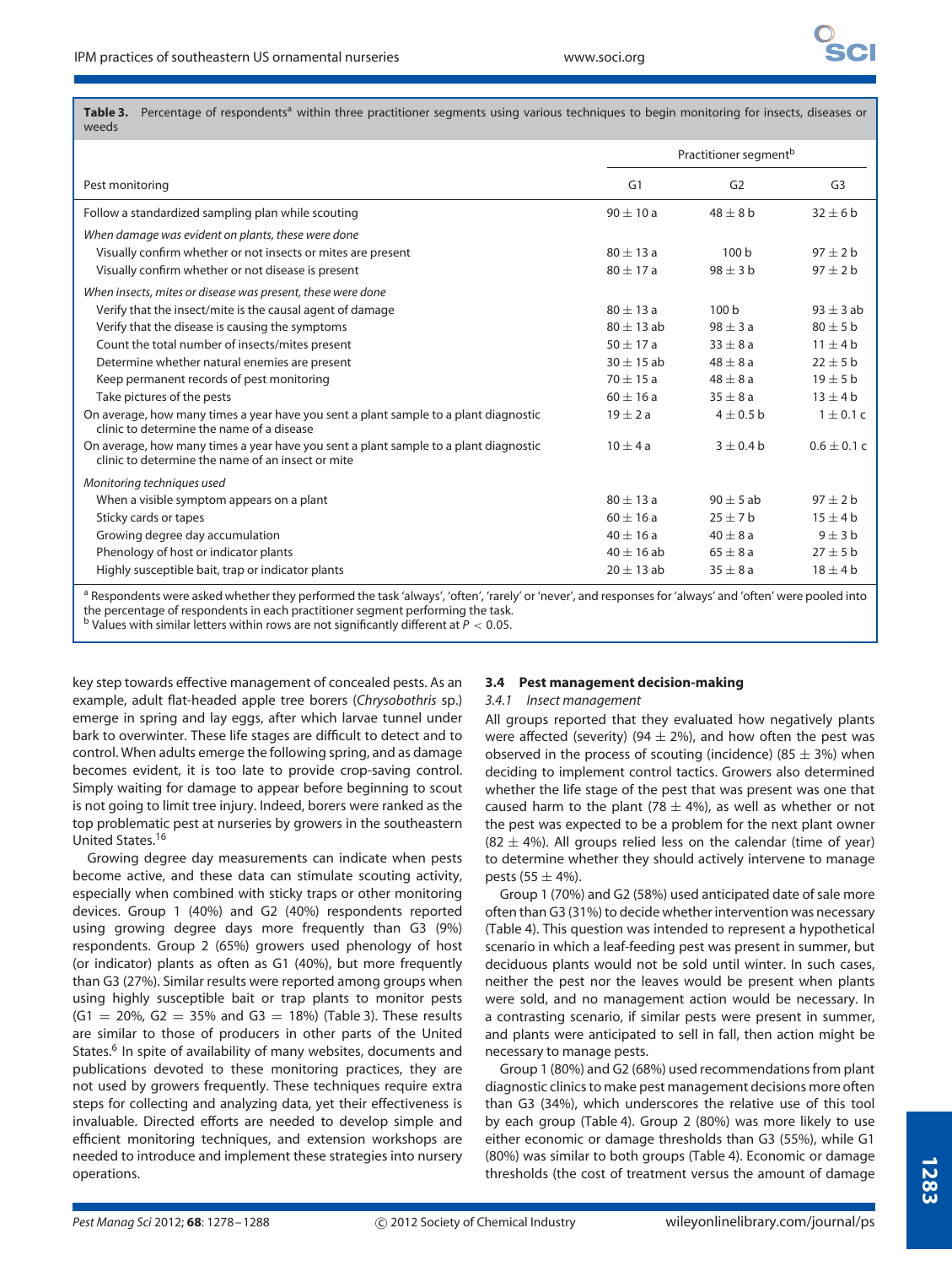**Table 3.** Percentage of respondents[a] within three practitioner segments using various techniques to begin monitoring for insects, diseases or weeds

| | Practitioner segment[b] | | |
|---|---|---|---|
| Pest monitoring | G1 | G2 | G3 |
| Follow a standardized sampling plan while scouting | $90 \pm 10$ a | $48 \pm 8$ b | $32 \pm 6$ b |
| *When damage was evident on plants, these were done* | | | |
| Visually confirm whether or not insects or mites are present | $80 \pm 13$ a | 100 b | $97 \pm 2$ b |
| Visually confirm whether or not disease is present | $80 \pm 17$ a | $98 \pm 3$ b | $97 \pm 2$ b |
| *When insects, mites or disease was present, these were done* | | | |
| Verify that the insect/mite is the causal agent of damage | $80 \pm 13$ a | 100 b | $93 \pm 3$ ab |
| Verify that the disease is causing the symptoms | $80 \pm 13$ ab | $98 \pm 3$ a | $80 \pm 5$ b |
| Count the total number of insects/mites present | $50 \pm 17$ a | $33 \pm 8$ a | $11 \pm 4$ b |
| Determine whether natural enemies are present | $30 \pm 15$ ab | $48 \pm 8$ a | $22 \pm 5$ b |
| Keep permanent records of pest monitoring | $70 \pm 15$ a | $48 \pm 8$ a | $19 \pm 5$ b |
| Take pictures of the pests | $60 \pm 16$ a | $35 \pm 8$ a | $13 \pm 4$ b |
| On average, how many times a year have you sent a plant sample to a plant diagnostic clinic to determine the name of a disease | $19 \pm 2$ a | $4 \pm 0.5$ b | $1 \pm 0.1$ c |
| On average, how many times a year have you sent a plant sample to a plant diagnostic clinic to determine the name of an insect or mite | $10 \pm 4$ a | $3 \pm 0.4$ b | $0.6 \pm 0.1$ c |
| *Monitoring techniques used* | | | |
| When a visible symptom appears on a plant | $80 \pm 13$ a | $90 \pm 5$ ab | $97 \pm 2$ b |
| Sticky cards or tapes | $60 \pm 16$ a | $25 \pm 7$ b | $15 \pm 4$ b |
| Growing degree day accumulation | $40 \pm 16$ a | $40 \pm 8$ a | $9 \pm 3$ b |
| Phenology of host or indicator plants | $40 \pm 16$ ab | $65 \pm 8$ a | $27 \pm 5$ b |
| Highly susceptible bait, trap or indicator plants | $20 \pm 13$ ab | $35 \pm 8$ a | $18 \pm 4$ b |

[a] Respondents were asked whether they performed the task 'always', 'often', 'rarely' or 'never', and responses for 'always' and 'often' were pooled into the percentage of respondents in each practitioner segment performing the task.
[b] Values with similar letters within rows are not significantly different at $P < 0.05$.

key step towards effective management of concealed pests. As an example, adult flat-headed apple tree borers (*Chrysobothris* sp.) emerge in spring and lay eggs, after which larvae tunnel under bark to overwinter. These life stages are difficult to detect and to control. When adults emerge the following spring, and as damage becomes evident, it is too late to provide crop-saving control. Simply waiting for damage to appear before beginning to scout is not going to limit tree injury. Indeed, borers were ranked as the top problematic pest at nurseries by growers in the southeastern United States.[16]

Growing degree day measurements can indicate when pests become active, and these data can stimulate scouting activity, especially when combined with sticky traps or other monitoring devices. Group 1 (40%) and G2 (40%) respondents reported using growing degree days more frequently than G3 (9%) respondents. Group 2 (65%) growers used phenology of host (or indicator) plants as often as G1 (40%), but more frequently than G3 (27%). Similar results were reported among groups when using highly susceptible bait or trap plants to monitor pests (G1 = 20%, G2 = 35% and G3 = 18%) (Table 3). These results are similar to those of producers in other parts of the United States.[6] In spite of availability of many websites, documents and publications devoted to these monitoring practices, they are not used by growers frequently. These techniques require extra steps for collecting and analyzing data, yet their effectiveness is invaluable. Directed efforts are needed to develop simple and efficient monitoring techniques, and extension workshops are needed to introduce and implement these strategies into nursery operations.

### 3.4 Pest management decision-making

#### 3.4.1 *Insect management*

All groups reported that they evaluated how negatively plants were affected (severity) ($94 \pm 2$%), and how often the pest was observed in the process of scouting (incidence) ($85 \pm 3$%) when deciding to implement control tactics. Growers also determined whether the life stage of the pest that was present was one that caused harm to the plant ($78 \pm 4$%), as well as whether or not the pest was expected to be a problem for the next plant owner ($82 \pm 4$%). All groups relied less on the calendar (time of year) to determine whether they should actively intervene to manage pests ($55 \pm 4$%).

Group 1 (70%) and G2 (58%) used anticipated date of sale more often than G3 (31%) to decide whether intervention was necessary (Table 4). This question was intended to represent a hypothetical scenario in which a leaf-feeding pest was present in summer, but deciduous plants would not be sold until winter. In such cases, neither the pest nor the leaves would be present when plants were sold, and no management action would be necessary. In a contrasting scenario, if similar pests were present in summer, and plants were anticipated to sell in fall, then action might be necessary to manage pests.

Group 1 (80%) and G2 (68%) used recommendations from plant diagnostic clinics to make pest management decisions more often than G3 (34%), which underscores the relative use of this tool by each group (Table 4). Group 2 (80%) was more likely to use either economic or damage thresholds than G3 (55%), while G1 (80%) was similar to both groups (Table 4). Economic or damage thresholds (the cost of treatment versus the amount of damage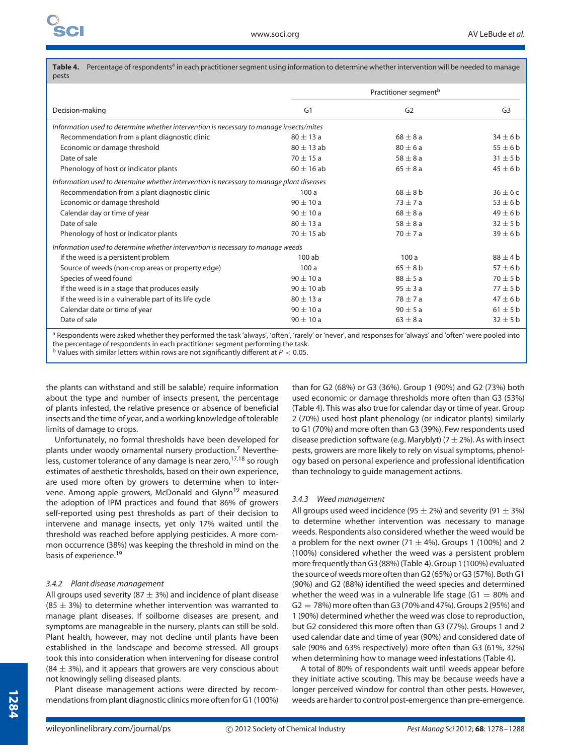**Table 4.** Percentage of respondents[a] in each practitioner segment using information to determine whether intervention will be needed to manage pests

| Decision-making | Practitioner segment[b] | | |
|---|---|---|---|
| | G1 | G2 | G3 |
| *Information used to determine whether intervention is necessary to manage insects/mites* | | | |
| Recommendation from a plant diagnostic clinic | 80 ± 13 a | 68 ± 8 a | 34 ± 6 b |
| Economic or damage threshold | 80 ± 13 ab | 80 ± 6 a | 55 ± 6 b |
| Date of sale | 70 ± 15 a | 58 ± 8 a | 31 ± 5 b |
| Phenology of host or indicator plants | 60 ± 16 ab | 65 ± 8 a | 45 ± 6 b |
| *Information used to determine whether intervention is necessary to manage plant diseases* | | | |
| Recommendation from a plant diagnostic clinic | 100 a | 68 ± 8 b | 36 ± 6 c |
| Economic or damage threshold | 90 ± 10 a | 73 ± 7 a | 53 ± 6 b |
| Calendar day or time of year | 90 ± 10 a | 68 ± 8 a | 49 ± 6 b |
| Date of sale | 80 ± 13 a | 58 ± 8 a | 32 ± 5 b |
| Phenology of host or indicator plants | 70 ± 15 ab | 70 ± 7 a | 39 ± 6 b |
| *Information used to determine whether intervention is necessary to manage weeds* | | | |
| If the weed is a persistent problem | 100 ab | 100 a | 88 ± 4 b |
| Source of weeds (non-crop areas or property edge) | 100 a | 65 ± 8 b | 57 ± 6 b |
| Species of weed found | 90 ± 10 a | 88 ± 5 a | 70 ± 5 b |
| If the weed is in a stage that produces easily | 90 ± 10 ab | 95 ± 3 a | 77 ± 5 b |
| If the weed is in a vulnerable part of its life cycle | 80 ± 13 a | 78 ± 7 a | 47 ± 6 b |
| Calendar date or time of year | 90 ± 10 a | 90 ± 5 a | 61 ± 5 b |
| Date of sale | 90 ± 10 a | 63 ± 8 a | 32 ± 5 b |

[a] Respondents were asked whether they performed the task 'always', 'often', 'rarely' or 'never', and responses for 'always' and 'often' were pooled into the percentage of respondents in each practitioner segment performing the task.
[b] Values with similar letters within rows are not significantly different at $P < 0.05$.

the plants can withstand and still be salable) require information about the type and number of insects present, the percentage of plants infested, the relative presence or absence of beneficial insects and the time of year, and a working knowledge of tolerable limits of damage to crops.

Unfortunately, no formal thresholds have been developed for plants under woody ornamental nursery production.[7] Nevertheless, customer tolerance of any damage is near zero,[17,18] so rough estimates of aesthetic thresholds, based on their own experience, are used more often by growers to determine when to intervene. Among apple growers, McDonald and Glynn[19] measured the adoption of IPM practices and found that 86% of growers self-reported using pest thresholds as part of their decision to intervene and manage insects, yet only 17% waited until the threshold was reached before applying pesticides. A more common occurrence (38%) was keeping the threshold in mind on the basis of experience.[19]

### 3.4.2 *Plant disease management*

All groups used severity (87 ± 3%) and incidence of plant disease (85 ± 3%) to determine whether intervention was warranted to manage plant diseases. If soilborne diseases are present, and symptoms are manageable in the nursery, plants can still be sold. Plant health, however, may not decline until plants have been established in the landscape and become stressed. All groups took this into consideration when intervening for disease control (84 ± 3%), and it appears that growers are very conscious about not knowingly selling diseased plants.

Plant disease management actions were directed by recommendations from plant diagnostic clinics more often for G1 (100%) than for G2 (68%) or G3 (36%). Group 1 (90%) and G2 (73%) both used economic or damage thresholds more often than G3 (53%) (Table 4). This was also true for calendar day or time of year. Group 2 (70%) used host plant phenology (or indicator plants) similarly to G1 (70%) and more often than G3 (39%). Few respondents used disease prediction software (e.g. Maryblyt) (7 ± 2%). As with insect pests, growers are more likely to rely on visual symptoms, phenology based on personal experience and professional identification than technology to guide management actions.

### 3.4.3 *Weed management*

All groups used weed incidence (95 ± 2%) and severity (91 ± 3%) to determine whether intervention was necessary to manage weeds. Respondents also considered whether the weed would be a problem for the next owner (71 ± 4%). Groups 1 (100%) and 2 (100%) considered whether the weed was a persistent problem more frequently than G3 (88%) (Table 4). Group 1 (100%) evaluated the source of weeds more often than G2 (65%) or G3 (57%). Both G1 (90%) and G2 (88%) identified the weed species and determined whether the weed was in a vulnerable life stage (G1 = 80% and G2 = 78%) more often than G3 (70% and 47%). Groups 2 (95%) and 1 (90%) determined whether the weed was close to reproduction, but G2 considered this more often than G3 (77%). Groups 1 and 2 used calendar date and time of year (90%) and considered date of sale (90% and 63% respectively) more often than G3 (61%, 32%) when determining how to manage weed infestations (Table 4).

A total of 80% of respondents wait until weeds appear before they initiate active scouting. This may be because weeds have a longer perceived window for control than other pests. However, weeds are harder to control post-emergence than pre-emergence.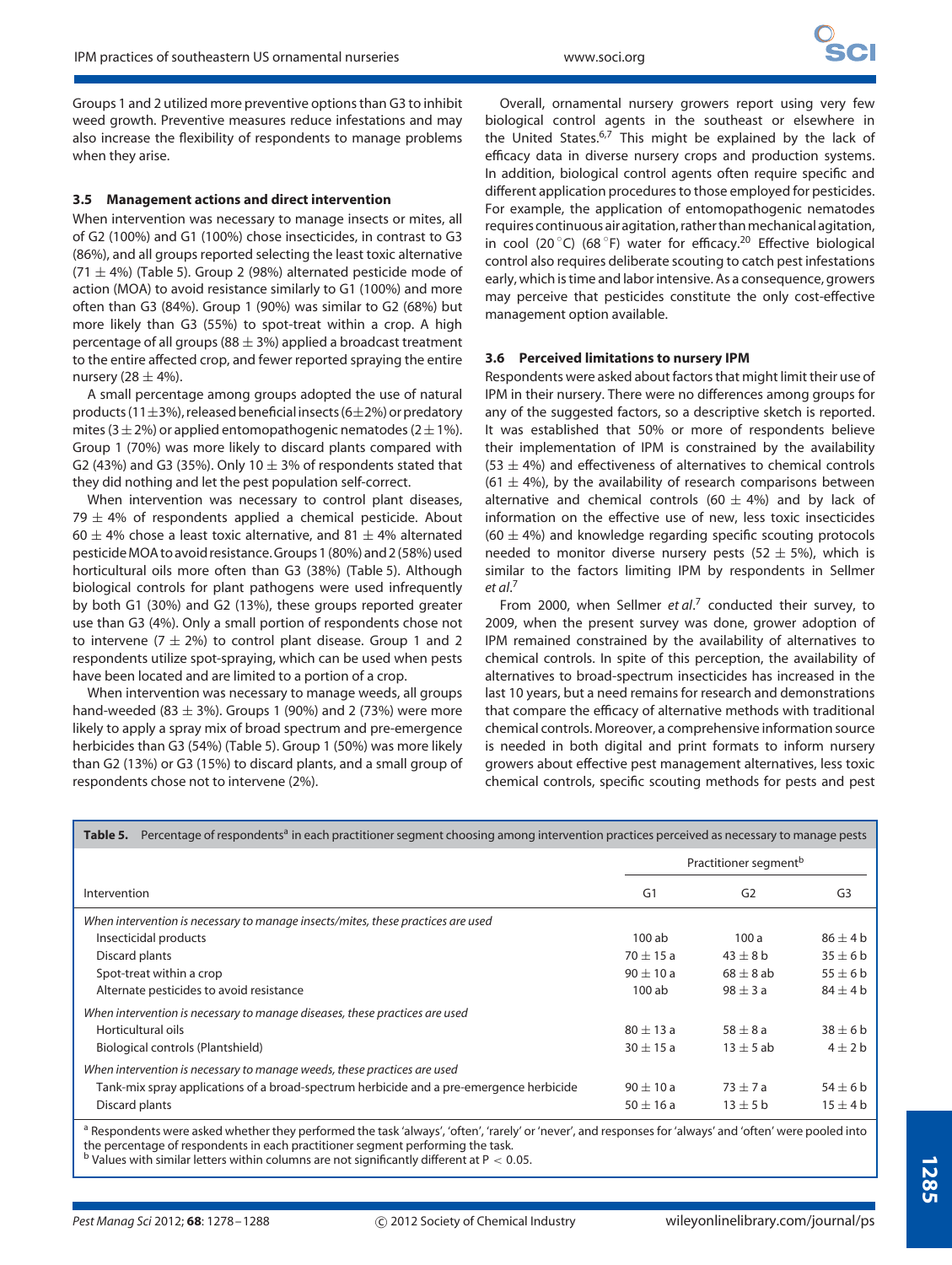Groups 1 and 2 utilized more preventive options than G3 to inhibit weed growth. Preventive measures reduce infestations and may also increase the flexibility of respondents to manage problems when they arise.

### 3.5 Management actions and direct intervention

When intervention was necessary to manage insects or mites, all of G2 (100%) and G1 (100%) chose insecticides, in contrast to G3 (86%), and all groups reported selecting the least toxic alternative (71 ± 4%) (Table 5). Group 2 (98%) alternated pesticide mode of action (MOA) to avoid resistance similarly to G1 (100%) and more often than G3 (84%). Group 1 (90%) was similar to G2 (68%) but more likely than G3 (55%) to spot-treat within a crop. A high percentage of all groups (88 ± 3%) applied a broadcast treatment to the entire affected crop, and fewer reported spraying the entire nursery (28 ± 4%).

A small percentage among groups adopted the use of natural products (11±3%), released beneficial insects (6±2%) or predatory mites (3 ± 2%) or applied entomopathogenic nematodes (2 ± 1%). Group 1 (70%) was more likely to discard plants compared with G2 (43%) and G3 (35%). Only 10 ± 3% of respondents stated that they did nothing and let the pest population self-correct.

When intervention was necessary to control plant diseases, 79 ± 4% of respondents applied a chemical pesticide. About 60 ± 4% chose a least toxic alternative, and 81 ± 4% alternated pesticide MOA to avoid resistance. Groups 1 (80%) and 2 (58%) used horticultural oils more often than G3 (38%) (Table 5). Although biological controls for plant pathogens were used infrequently by both G1 (30%) and G2 (13%), these groups reported greater use than G3 (4%). Only a small portion of respondents chose not to intervene (7 ± 2%) to control plant disease. Group 1 and 2 respondents utilize spot-spraying, which can be used when pests have been located and are limited to a portion of a crop.

When intervention was necessary to manage weeds, all groups hand-weeded (83 ± 3%). Groups 1 (90%) and 2 (73%) were more likely to apply a spray mix of broad spectrum and pre-emergence herbicides than G3 (54%) (Table 5). Group 1 (50%) was more likely than G2 (13%) or G3 (15%) to discard plants, and a small group of respondents chose not to intervene (2%).

Overall, ornamental nursery growers report using very few biological control agents in the southeast or elsewhere in the United States.[6,7] This might be explained by the lack of efficacy data in diverse nursery crops and production systems. In addition, biological control agents often require specific and different application procedures to those employed for pesticides. For example, the application of entomopathogenic nematodes requires continuous air agitation, rather than mechanical agitation, in cool (20 °C) (68 °F) water for efficacy.[20] Effective biological control also requires deliberate scouting to catch pest infestations early, which is time and labor intensive. As a consequence, growers may perceive that pesticides constitute the only cost-effective management option available.

### 3.6 Perceived limitations to nursery IPM

Respondents were asked about factors that might limit their use of IPM in their nursery. There were no differences among groups for any of the suggested factors, so a descriptive sketch is reported. It was established that 50% or more of respondents believe their implementation of IPM is constrained by the availability (53 ± 4%) and effectiveness of alternatives to chemical controls (61 ± 4%), by the availability of research comparisons between alternative and chemical controls (60 ± 4%) and by lack of information on the effective use of new, less toxic insecticides (60 ± 4%) and knowledge regarding specific scouting protocols needed to monitor diverse nursery pests (52 ± 5%), which is similar to the factors limiting IPM by respondents in Sellmer *et al.*[7]

From 2000, when Sellmer *et al.*[7] conducted their survey, to 2009, when the present survey was done, grower adoption of IPM remained constrained by the availability of alternatives to chemical controls. In spite of this perception, the availability of alternatives to broad-spectrum insecticides has increased in the last 10 years, but a need remains for research and demonstrations that compare the efficacy of alternative methods with traditional chemical controls. Moreover, a comprehensive information source is needed in both digital and print formats to inform nursery growers about effective pest management alternatives, less toxic chemical controls, specific scouting methods for pests and pest

**Table 5.** Percentage of respondents[a] in each practitioner segment choosing among intervention practices perceived as necessary to manage pests

| | Practitioner segment[b] | | |
|---|---|---|---|
| Intervention | G1 | G2 | G3 |
| *When intervention is necessary to manage insects/mites, these practices are used* | | | |
| Insecticidal products | 100 ab | 100 a | 86 ± 4 b |
| Discard plants | 70 ± 15 a | 43 ± 8 b | 35 ± 6 b |
| Spot-treat within a crop | 90 ± 10 a | 68 ± 8 ab | 55 ± 6 b |
| Alternate pesticides to avoid resistance | 100 ab | 98 ± 3 a | 84 ± 4 b |
| *When intervention is necessary to manage diseases, these practices are used* | | | |
| Horticultural oils | 80 ± 13 a | 58 ± 8 a | 38 ± 6 b |
| Biological controls (Plantshield) | 30 ± 15 a | 13 ± 5 ab | 4 ± 2 b |
| *When intervention is necessary to manage weeds, these practices are used* | | | |
| Tank-mix spray applications of a broad-spectrum herbicide and a pre-emergence herbicide | 90 ± 10 a | 73 ± 7 a | 54 ± 6 b |
| Discard plants | 50 ± 16 a | 13 ± 5 b | 15 ± 4 b |

[a] Respondents were asked whether they performed the task 'always', 'often', 'rarely' or 'never', and responses for 'always' and 'often' were pooled into the percentage of respondents in each practitioner segment performing the task.
[b] Values with similar letters within columns are not significantly different at $P < 0.05$.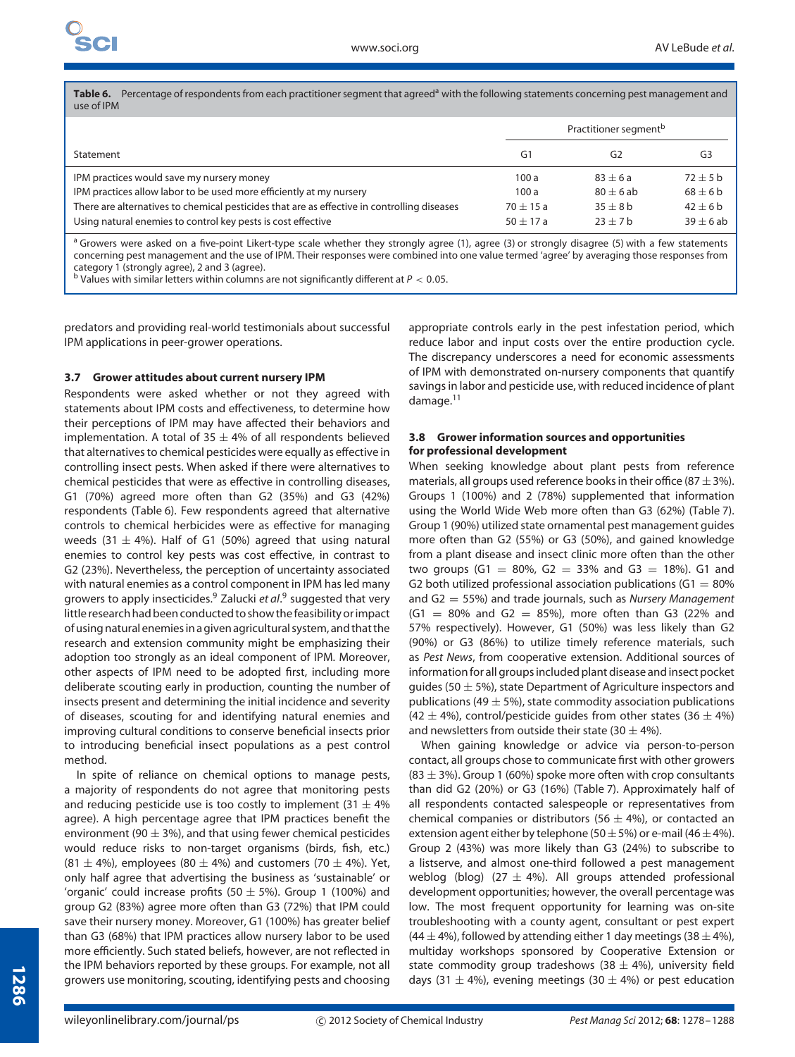**Table 6.** Percentage of respondents from each practitioner segment that agreed[a] with the following statements concerning pest management and use of IPM

| Statement | Practitioner segment[b] | | |
|---|---|---|---|
| | G1 | G2 | G3 |
| IPM practices would save my nursery money | 100 a | $83 \pm 6$ a | $72 \pm 5$ b |
| IPM practices allow labor to be used more efficiently at my nursery | 100 a | $80 \pm 6$ ab | $68 \pm 6$ b |
| There are alternatives to chemical pesticides that are as effective in controlling diseases | $70 \pm 15$ a | $35 \pm 8$ b | $42 \pm 6$ b |
| Using natural enemies to control key pests is cost effective | $50 \pm 17$ a | $23 \pm 7$ b | $39 \pm 6$ ab |

[a] Growers were asked on a five-point Likert-type scale whether they strongly agree (1), agree (3) or strongly disagree (5) with a few statements concerning pest management and the use of IPM. Their responses were combined into one value termed 'agree' by averaging those responses from category 1 (strongly agree), 2 and 3 (agree).
[b] Values with similar letters within columns are not significantly different at $P < 0.05$.

predators and providing real-world testimonials about successful IPM applications in peer-grower operations.

### 3.7 Grower attitudes about current nursery IPM

Respondents were asked whether or not they agreed with statements about IPM costs and effectiveness, to determine how their perceptions of IPM may have affected their behaviors and implementation. A total of $35 \pm 4\%$ of all respondents believed that alternatives to chemical pesticides were equally as effective in controlling insect pests. When asked if there were alternatives to chemical pesticides that were as effective in controlling diseases, G1 (70%) agreed more often than G2 (35%) and G3 (42%) respondents (Table 6). Few respondents agreed that alternative controls to chemical herbicides were as effective for managing weeds ($31 \pm 4\%$). Half of G1 (50%) agreed that using natural enemies to control key pests was cost effective, in contrast to G2 (23%). Nevertheless, the perception of uncertainty associated with natural enemies as a control component in IPM has led many growers to apply insecticides.[9] Zalucki *et al.*[9] suggested that very little research had been conducted to show the feasibility or impact of using natural enemies in a given agricultural system, and that the research and extension community might be emphasizing their adoption too strongly as an ideal component of IPM. Moreover, other aspects of IPM need to be adopted first, including more deliberate scouting early in production, counting the number of insects present and determining the initial incidence and severity of diseases, scouting for and identifying natural enemies and improving cultural conditions to conserve beneficial insects prior to introducing beneficial insect populations as a pest control method.

In spite of reliance on chemical options to manage pests, a majority of respondents do not agree that monitoring pests and reducing pesticide use is too costly to implement ($31 \pm 4\%$ agree). A high percentage agree that IPM practices benefit the environment ($90 \pm 3\%$), and that using fewer chemical pesticides would reduce risks to non-target organisms (birds, fish, etc.) ($81 \pm 4\%$), employees ($80 \pm 4\%$) and customers ($70 \pm 4\%$). Yet, only half agree that advertising the business as 'sustainable' or 'organic' could increase profits ($50 \pm 5\%$). Group 1 (100%) and group G2 (83%) agree more often than G3 (72%) that IPM could save their nursery money. Moreover, G1 (100%) has greater belief than G3 (68%) that IPM practices allow nursery labor to be used more efficiently. Such stated beliefs, however, are not reflected in the IPM behaviors reported by these groups. For example, not all growers use monitoring, scouting, identifying pests and choosing appropriate controls early in the pest infestation period, which reduce labor and input costs over the entire production cycle. The discrepancy underscores a need for economic assessments of IPM with demonstrated on-nursery components that quantify savings in labor and pesticide use, with reduced incidence of plant damage.[11]

### 3.8 Grower information sources and opportunities for professional development

When seeking knowledge about plant pests from reference materials, all groups used reference books in their office ($87 \pm 3\%$). Groups 1 (100%) and 2 (78%) supplemented that information using the World Wide Web more often than G3 (62%) (Table 7). Group 1 (90%) utilized state ornamental pest management guides more often than G2 (55%) or G3 (50%), and gained knowledge from a plant disease and insect clinic more often than the other two groups (G1 = 80%, G2 = 33% and G3 = 18%). G1 and G2 both utilized professional association publications (G1 = 80% and G2 = 55%) and trade journals, such as *Nursery Management* (G1 = 80% and G2 = 85%), more often than G3 (22% and 57% respectively). However, G1 (50%) was less likely than G2 (90%) or G3 (86%) to utilize timely reference materials, such as *Pest News*, from cooperative extension. Additional sources of information for all groups included plant disease and insect pocket guides ($50 \pm 5\%$), state Department of Agriculture inspectors and publications ($49 \pm 5\%$), state commodity association publications ($42 \pm 4\%$), control/pesticide guides from other states ($36 \pm 4\%$) and newsletters from outside their state ($30 \pm 4\%$).

When gaining knowledge or advice via person-to-person contact, all groups chose to communicate first with other growers ($83 \pm 3\%$). Group 1 (60%) spoke more often with crop consultants than did G2 (20%) or G3 (16%) (Table 7). Approximately half of all respondents contacted salespeople or representatives from chemical companies or distributors ($56 \pm 4\%$), or contacted an extension agent either by telephone ($50 \pm 5\%$) or e-mail ($46 \pm 4\%$). Group 2 (43%) was more likely than G3 (24%) to subscribe to a listserve, and almost one-third followed a pest management weblog (blog) ($27 \pm 4\%$). All groups attended professional development opportunities; however, the overall percentage was low. The most frequent opportunity for learning was on-site troubleshooting with a county agent, consultant or pest expert ($44 \pm 4\%$), followed by attending either 1 day meetings ($38 \pm 4\%$), multiday workshops sponsored by Cooperative Extension or state commodity group tradeshows ($38 \pm 4\%$), university field days ($31 \pm 4\%$), evening meetings ($30 \pm 4\%$) or pest education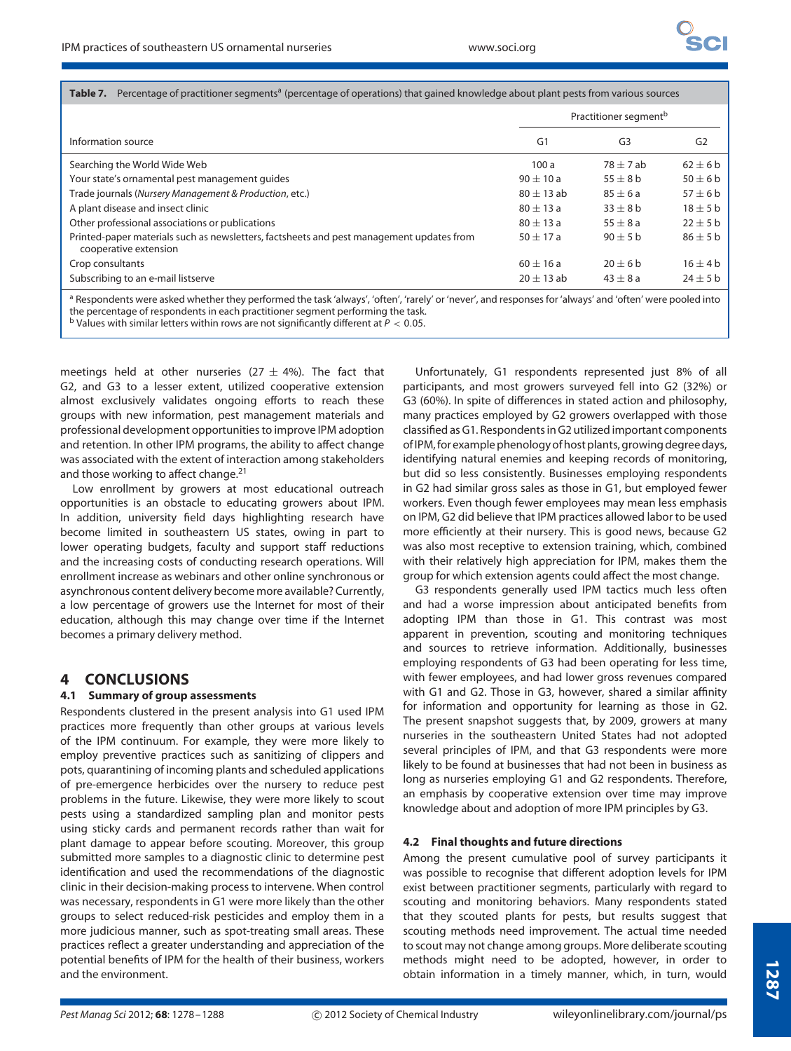**Table 7.** Percentage of practitioner segments[a] (percentage of operations) that gained knowledge about plant pests from various sources

| Information source | Practitioner segment[b] | | |
|---|---|---|---|
| | G1 | G3 | G2 |
| Searching the World Wide Web | 100 a | 78 ± 7 ab | 62 ± 6 b |
| Your state's ornamental pest management guides | 90 ± 10 a | 55 ± 8 b | 50 ± 6 b |
| Trade journals (*Nursery Management & Production*, etc.) | 80 ± 13 ab | 85 ± 6 a | 57 ± 6 b |
| A plant disease and insect clinic | 80 ± 13 a | 33 ± 8 b | 18 ± 5 b |
| Other professional associations or publications | 80 ± 13 a | 55 ± 8 a | 22 ± 5 b |
| Printed-paper materials such as newsletters, factsheets and pest management updates from cooperative extension | 50 ± 17 a | 90 ± 5 b | 86 ± 5 b |
| Crop consultants | 60 ± 16 a | 20 ± 6 b | 16 ± 4 b |
| Subscribing to an e-mail listserve | 20 ± 13 ab | 43 ± 8 a | 24 ± 5 b |

[a] Respondents were asked whether they performed the task 'always', 'often', 'rarely' or 'never', and responses for 'always' and 'often' were pooled into the percentage of respondents in each practitioner segment performing the task.
[b] Values with similar letters within rows are not significantly different at $P < 0.05$.

meetings held at other nurseries (27 ± 4%). The fact that G2, and G3 to a lesser extent, utilized cooperative extension almost exclusively validates ongoing efforts to reach these groups with new information, pest management materials and professional development opportunities to improve IPM adoption and retention. In other IPM programs, the ability to affect change was associated with the extent of interaction among stakeholders and those working to affect change.[21]

Low enrollment by growers at most educational outreach opportunities is an obstacle to educating growers about IPM. In addition, university field days highlighting research have become limited in southeastern US states, owing in part to lower operating budgets, faculty and support staff reductions and the increasing costs of conducting research operations. Will enrollment increase as webinars and other online synchronous or asynchronous content delivery become more available? Currently, a low percentage of growers use the Internet for most of their education, although this may change over time if the Internet becomes a primary delivery method.

# 4 CONCLUSIONS

## 4.1 Summary of group assessments

Respondents clustered in the present analysis into G1 used IPM practices more frequently than other groups at various levels of the IPM continuum. For example, they were more likely to employ preventive practices such as sanitizing of clippers and pots, quarantining of incoming plants and scheduled applications of pre-emergence herbicides over the nursery to reduce pest problems in the future. Likewise, they were more likely to scout pests using a standardized sampling plan and monitor pests using sticky cards and permanent records rather than wait for plant damage to appear before scouting. Moreover, this group submitted more samples to a diagnostic clinic to determine pest identification and used the recommendations of the diagnostic clinic in their decision-making process to intervene. When control was necessary, respondents in G1 were more likely than the other groups to select reduced-risk pesticides and employ them in a more judicious manner, such as spot-treating small areas. These practices reflect a greater understanding and appreciation of the potential benefits of IPM for the health of their business, workers and the environment.

Unfortunately, G1 respondents represented just 8% of all participants, and most growers surveyed fell into G2 (32%) or G3 (60%). In spite of differences in stated action and philosophy, many practices employed by G2 growers overlapped with those classified as G1. Respondents in G2 utilized important components of IPM, for example phenology of host plants, growing degree days, identifying natural enemies and keeping records of monitoring, but did so less consistently. Businesses employing respondents in G2 had similar gross sales as those in G1, but employed fewer workers. Even though fewer employees may mean less emphasis on IPM, G2 did believe that IPM practices allowed labor to be used more efficiently at their nursery. This is good news, because G2 was also most receptive to extension training, which, combined with their relatively high appreciation for IPM, makes them the group for which extension agents could affect the most change.

G3 respondents generally used IPM tactics much less often and had a worse impression about anticipated benefits from adopting IPM than those in G1. This contrast was most apparent in prevention, scouting and monitoring techniques and sources to retrieve information. Additionally, businesses employing respondents of G3 had been operating for less time, with fewer employees, and had lower gross revenues compared with G1 and G2. Those in G3, however, shared a similar affinity for information and opportunity for learning as those in G2. The present snapshot suggests that, by 2009, growers at many nurseries in the southeastern United States had not adopted several principles of IPM, and that G3 respondents were more likely to be found at businesses that had not been in business as long as nurseries employing G1 and G2 respondents. Therefore, an emphasis by cooperative extension over time may improve knowledge about and adoption of more IPM principles by G3.

## 4.2 Final thoughts and future directions

Among the present cumulative pool of survey participants it was possible to recognise that different adoption levels for IPM exist between practitioner segments, particularly with regard to scouting and monitoring behaviors. Many respondents stated that they scouted plants for pests, but results suggest that scouting methods need improvement. The actual time needed to scout may not change among groups. More deliberate scouting methods might need to be adopted, however, in order to obtain information in a timely manner, which, in turn, would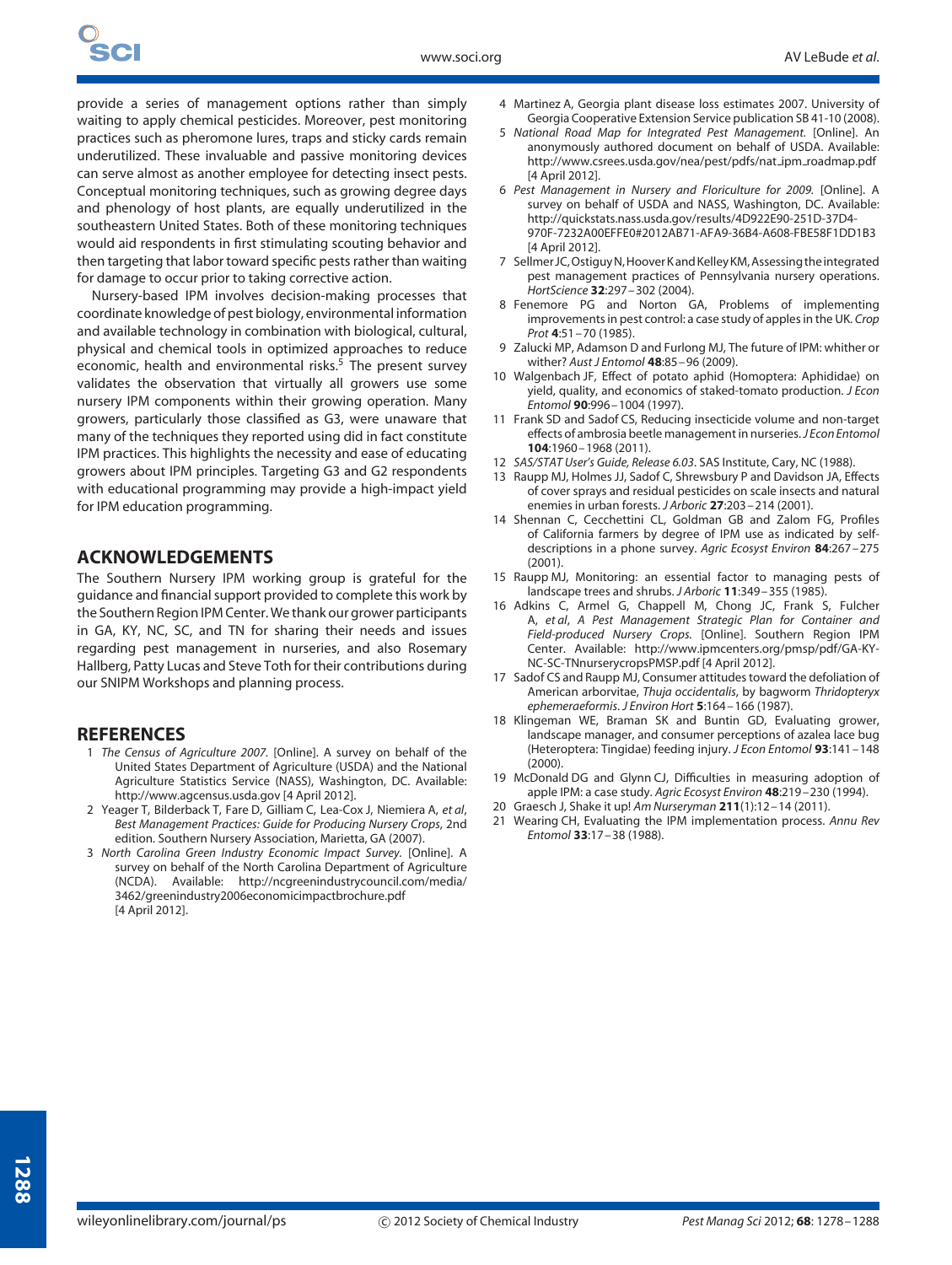provide a series of management options rather than simply waiting to apply chemical pesticides. Moreover, pest monitoring practices such as pheromone lures, traps and sticky cards remain underutilized. These invaluable and passive monitoring devices can serve almost as another employee for detecting insect pests. Conceptual monitoring techniques, such as growing degree days and phenology of host plants, are equally underutilized in the southeastern United States. Both of these monitoring techniques would aid respondents in first stimulating scouting behavior and then targeting that labor toward specific pests rather than waiting for damage to occur prior to taking corrective action.

Nursery-based IPM involves decision-making processes that coordinate knowledge of pest biology, environmental information and available technology in combination with biological, cultural, physical and chemical tools in optimized approaches to reduce economic, health and environmental risks.[5] The present survey validates the observation that virtually all growers use some nursery IPM components within their growing operation. Many growers, particularly those classified as G3, were unaware that many of the techniques they reported using did in fact constitute IPM practices. This highlights the necessity and ease of educating growers about IPM principles. Targeting G3 and G2 respondents with educational programming may provide a high-impact yield for IPM education programming.

## ACKNOWLEDGEMENTS

The Southern Nursery IPM working group is grateful for the guidance and financial support provided to complete this work by the Southern Region IPM Center. We thank our grower participants in GA, KY, NC, SC, and TN for sharing their needs and issues regarding pest management in nurseries, and also Rosemary Hallberg, Patty Lucas and Steve Toth for their contributions during our SNIPM Workshops and planning process.

## REFERENCES

1 *The Census of Agriculture 2007.* [Online]. A survey on behalf of the United States Department of Agriculture (USDA) and the National Agriculture Statistics Service (NASS), Washington, DC. Available: http://www.agcensus.usda.gov [4 April 2012].
2 Yeager T, Bilderback T, Fare D, Gilliam C, Lea-Cox J, Niemiera A, *et al*, *Best Management Practices: Guide for Producing Nursery Crops*, 2nd edition. Southern Nursery Association, Marietta, GA (2007).
3 *North Carolina Green Industry Economic Impact Survey.* [Online]. A survey on behalf of the North Carolina Department of Agriculture (NCDA). Available: http://ncgreenindustrycouncil.com/media/3462/greenindustry2006economicimpactbrochure.pdf [4 April 2012].
4 Martinez A, Georgia plant disease loss estimates 2007. University of Georgia Cooperative Extension Service publication SB 41-10 (2008).
5 *National Road Map for Integrated Pest Management.* [Online]. An anonymously authored document on behalf of USDA. Available: http://www.csrees.usda.gov/nea/pest/pdfs/nat_ipm_roadmap.pdf [4 April 2012].
6 *Pest Management in Nursery and Floriculture for 2009.* [Online]. A survey on behalf of USDA and NASS, Washington, DC. Available: http://quickstats.nass.usda.gov/results/4D922E90-251D-37D4-970F-7232A00EFFE0#2012AB71-AFA9-36B4-A608-FBE58F1DD1B3 [4 April 2012].
7 Sellmer JC, Ostiguy N, Hoover K and Kelley KM, Assessing the integrated pest management practices of Pennsylvania nursery operations. *HortScience* **32**:297–302 (2004).
8 Fenemore PG and Norton GA, Problems of implementing improvements in pest control: a case study of apples in the UK. *Crop Prot* **4**:51–70 (1985).
9 Zalucki MP, Adamson D and Furlong MJ, The future of IPM: whither or wither? *Aust J Entomol* **48**:85–96 (2009).
10 Walgenbach JF, Effect of potato aphid (Homoptera: Aphididae) on yield, quality, and economics of staked-tomato production. *J Econ Entomol* **90**:996–1004 (1997).
11 Frank SD and Sadof CS, Reducing insecticide volume and non-target effects of ambrosia beetle management in nurseries. *J Econ Entomol* **104**:1960–1968 (2011).
12 *SAS/STAT User's Guide, Release 6.03*. SAS Institute, Cary, NC (1988).
13 Raupp MJ, Holmes JJ, Sadof C, Shrewsbury P and Davidson JA, Effects of cover sprays and residual pesticides on scale insects and natural enemies in urban forests. *J Arboric* **27**:203–214 (2001).
14 Shennan C, Cecchettini CL, Goldman GB and Zalom FG, Profiles of California farmers by degree of IPM use as indicated by self-descriptions in a phone survey. *Agric Ecosyst Environ* **84**:267–275 (2001).
15 Raupp MJ, Monitoring: an essential factor to managing pests of landscape trees and shrubs. *J Arboric* **11**:349–355 (1985).
16 Adkins C, Armel G, Chappell M, Chong JC, Frank S, Fulcher A, *et al*, *A Pest Management Strategic Plan for Container and Field-produced Nursery Crops.* [Online]. Southern Region IPM Center. Available: http://www.ipmcenters.org/pmsp/pdf/GA-KY-NC-SC-TNnurserycropsPMSP.pdf [4 April 2012].
17 Sadof CS and Raupp MJ, Consumer attitudes toward the defoliation of American arborvitae, *Thuja occidentalis*, by bagworm *Thridopteryx ephemeraeformis*. *J Environ Hort* **5**:164–166 (1987).
18 Klingeman WE, Braman SK and Buntin GD, Evaluating grower, landscape manager, and consumer perceptions of azalea lace bug (Heteroptera: Tingidae) feeding injury. *J Econ Entomol* **93**:141–148 (2000).
19 McDonald DG and Glynn CJ, Difficulties in measuring adoption of apple IPM: a case study. *Agric Ecosyst Environ* **48**:219–230 (1994).
20 Graesch J, Shake it up! *Am Nurseryman* **211**(1):12–14 (2011).
21 Wearing CH, Evaluating the IPM implementation process. *Annu Rev Entomol* **33**:17–38 (1988).